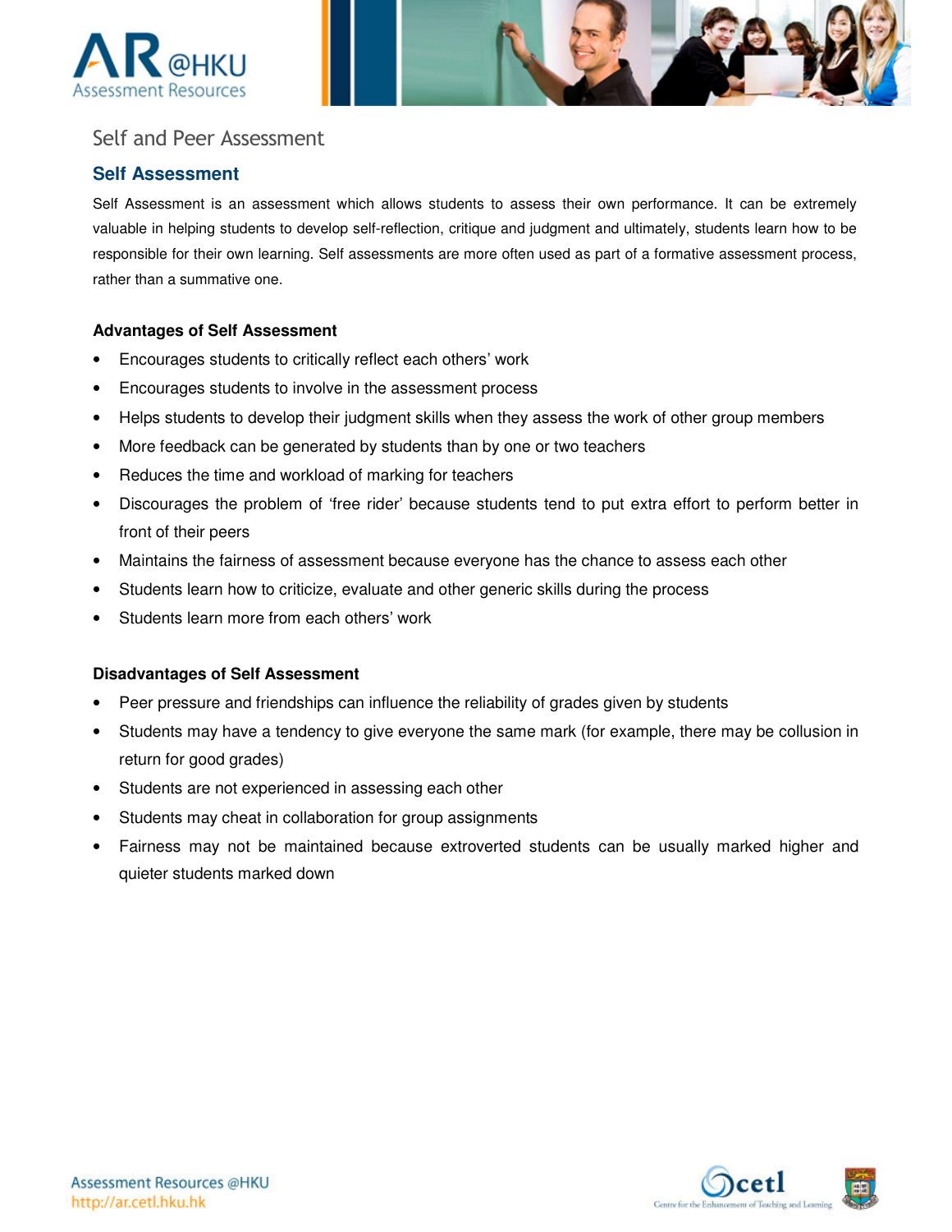# Self and Peer Assessment

## Self Assessment

Self Assessment is an assessment which allows students to assess their own performance. It can be extremely valuable in helping students to develop self-reflection, critique and judgment and ultimately, students learn how to be responsible for their own learning. Self assessments are more often used as part of a formative assessment process, rather than a summative one.

**Advantages of Self Assessment**

- Encourages students to critically reflect each others' work
- Encourages students to involve in the assessment process
- Helps students to develop their judgment skills when they assess the work of other group members
- More feedback can be generated by students than by one or two teachers
- Reduces the time and workload of marking for teachers
- Discourages the problem of 'free rider' because students tend to put extra effort to perform better in front of their peers
- Maintains the fairness of assessment because everyone has the chance to assess each other
- Students learn how to criticize, evaluate and other generic skills during the process
- Students learn more from each others' work

**Disadvantages of Self Assessment**

- Peer pressure and friendships can influence the reliability of grades given by students
- Students may have a tendency to give everyone the same mark (for example, there may be collusion in return for good grades)
- Students are not experienced in assessing each other
- Students may cheat in collaboration for group assignments
- Fairness may not be maintained because extroverted students can be usually marked higher and quieter students marked down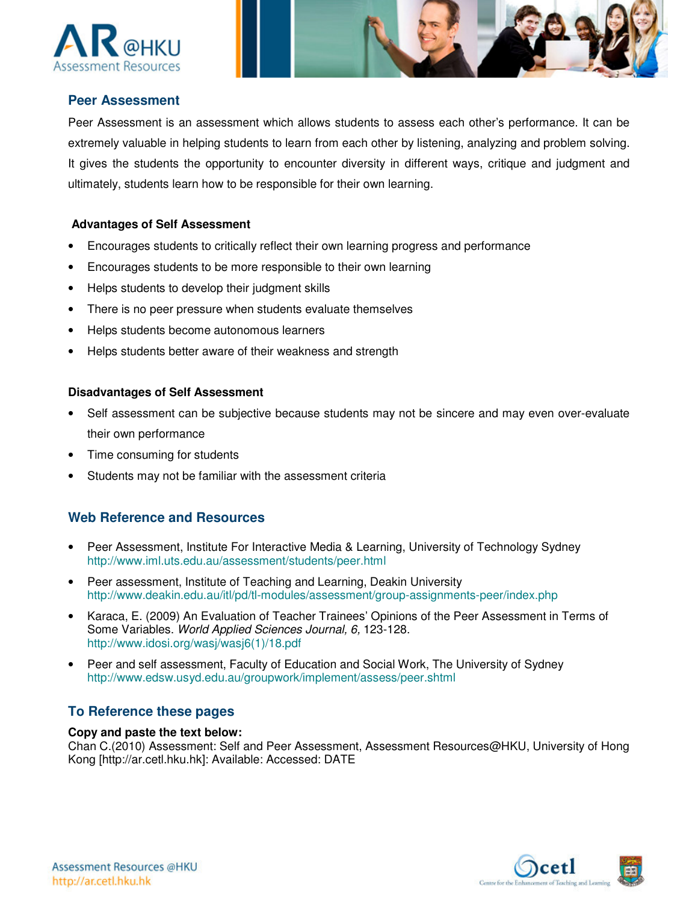## Peer Assessment

Peer Assessment is an assessment which allows students to assess each other's performance. It can be extremely valuable in helping students to learn from each other by listening, analyzing and problem solving. It gives the students the opportunity to encounter diversity in different ways, critique and judgment and ultimately, students learn how to be responsible for their own learning.

**Advantages of Self Assessment**

- Encourages students to critically reflect their own learning progress and performance
- Encourages students to be more responsible to their own learning
- Helps students to develop their judgment skills
- There is no peer pressure when students evaluate themselves
- Helps students become autonomous learners
- Helps students better aware of their weakness and strength

**Disadvantages of Self Assessment**

- Self assessment can be subjective because students may not be sincere and may even over-evaluate their own performance
- Time consuming for students
- Students may not be familiar with the assessment criteria

## Web Reference and Resources

- Peer Assessment, Institute For Interactive Media & Learning, University of Technology Sydney
  http://www.iml.uts.edu.au/assessment/students/peer.html
- Peer assessment, Institute of Teaching and Learning, Deakin University
  http://www.deakin.edu.au/itl/pd/tl-modules/assessment/group-assignments-peer/index.php
- Karaca, E. (2009) An Evaluation of Teacher Trainees' Opinions of the Peer Assessment in Terms of Some Variables. *World Applied Sciences Journal, 6,* 123-128.
  http://www.idosi.org/wasj/wasj6(1)/18.pdf
- Peer and self assessment, Faculty of Education and Social Work, The University of Sydney
  http://www.edsw.usyd.edu.au/groupwork/implement/assess/peer.shtml

## To Reference these pages

**Copy and paste the text below:**

Chan C.(2010) Assessment: Self and Peer Assessment, Assessment Resources@HKU, University of Hong Kong [http://ar.cetl.hku.hk]: Available: Accessed: DATE